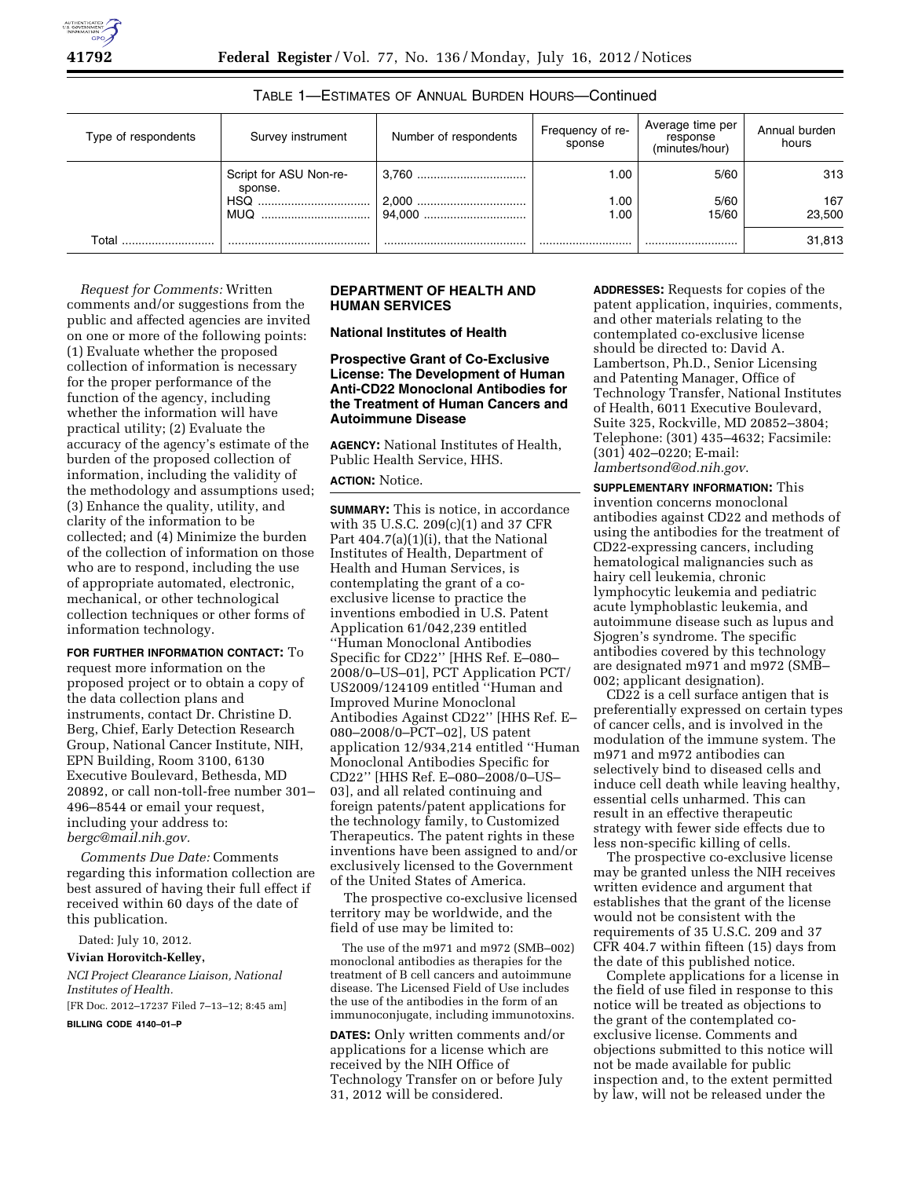TABLE 1—ESTIMATES OF ANNUAL BURDEN HOURS—Continued

| Type of respondents | Survey instrument | Number of respondents | Frequency of response | Average time per response (minutes/hour) | Annual burden hours |
|---|---|---|---|---|---|
| | Script for ASU Non-response. | 3,760 | 1.00 | 5/60 | 313 |
| | HSQ | 2,000 | 1.00 | 5/60 | 167 |
| | MUQ | 94,000 | 1.00 | 15/60 | 23,500 |
| Total | | | | | 31,813 |

*Request for Comments:* Written comments and/or suggestions from the public and affected agencies are invited on one or more of the following points: (1) Evaluate whether the proposed collection of information is necessary for the proper performance of the function of the agency, including whether the information will have practical utility; (2) Evaluate the accuracy of the agency's estimate of the burden of the proposed collection of information, including the validity of the methodology and assumptions used; (3) Enhance the quality, utility, and clarity of the information to be collected; and (4) Minimize the burden of the collection of information on those who are to respond, including the use of appropriate automated, electronic, mechanical, or other technological collection techniques or other forms of information technology.

**FOR FURTHER INFORMATION CONTACT:** To request more information on the proposed project or to obtain a copy of the data collection plans and instruments, contact Dr. Christine D. Berg, Chief, Early Detection Research Group, National Cancer Institute, NIH, EPN Building, Room 3100, 6130 Executive Boulevard, Bethesda, MD 20892, or call non-toll-free number 301–496–8544 or email your request, including your address to: *bergc@mail.nih.gov.*

*Comments Due Date:* Comments regarding this information collection are best assured of having their full effect if received within 60 days of the date of this publication.

Dated: July 10, 2012.

**Vivian Horovitch-Kelley,**

*NCI Project Clearance Liaison, National Institutes of Health.*

[FR Doc. 2012–17237 Filed 7–13–12; 8:45 am]

**BILLING CODE 4140–01–P**

## DEPARTMENT OF HEALTH AND HUMAN SERVICES

### National Institutes of Health

### Prospective Grant of Co-Exclusive License: The Development of Human Anti-CD22 Monoclonal Antibodies for the Treatment of Human Cancers and Autoimmune Disease

**AGENCY:** National Institutes of Health, Public Health Service, HHS.

**ACTION:** Notice.

**SUMMARY:** This is notice, in accordance with 35 U.S.C. 209(c)(1) and 37 CFR Part 404.7(a)(1)(i), that the National Institutes of Health, Department of Health and Human Services, is contemplating the grant of a co-exclusive license to practice the inventions embodied in U.S. Patent Application 61/042,239 entitled ''Human Monoclonal Antibodies Specific for CD22'' [HHS Ref. E–080–2008/0–US–01], PCT Application PCT/US2009/124109 entitled ''Human and Improved Murine Monoclonal Antibodies Against CD22'' [HHS Ref. E–080–2008/0–PCT–02], US patent application 12/934,214 entitled ''Human Monoclonal Antibodies Specific for CD22'' [HHS Ref. E–080–2008/0–US–03], and all related continuing and foreign patents/patent applications for the technology family, to Customized Therapeutics. The patent rights in these inventions have been assigned to and/or exclusively licensed to the Government of the United States of America.

The prospective co-exclusive licensed territory may be worldwide, and the field of use may be limited to:

The use of the m971 and m972 (SMB–002) monoclonal antibodies as therapies for the treatment of B cell cancers and autoimmune disease. The Licensed Field of Use includes the use of the antibodies in the form of an immunoconjugate, including immunotoxins.

**DATES:** Only written comments and/or applications for a license which are received by the NIH Office of Technology Transfer on or before July 31, 2012 will be considered.

**ADDRESSES:** Requests for copies of the patent application, inquiries, comments, and other materials relating to the contemplated co-exclusive license should be directed to: David A. Lambertson, Ph.D., Senior Licensing and Patenting Manager, Office of Technology Transfer, National Institutes of Health, 6011 Executive Boulevard, Suite 325, Rockville, MD 20852–3804; Telephone: (301) 435–4632; Facsimile: (301) 402–0220; E-mail: *lambertsond@od.nih.gov*.

**SUPPLEMENTARY INFORMATION:** This invention concerns monoclonal antibodies against CD22 and methods of using the antibodies for the treatment of CD22-expressing cancers, including hematological malignancies such as hairy cell leukemia, chronic lymphocytic leukemia and pediatric acute lymphoblastic leukemia, and autoimmune disease such as lupus and Sjogren's syndrome. The specific antibodies covered by this technology are designated m971 and m972 (SMB–002; applicant designation).

CD22 is a cell surface antigen that is preferentially expressed on certain types of cancer cells, and is involved in the modulation of the immune system. The m971 and m972 antibodies can selectively bind to diseased cells and induce cell death while leaving healthy, essential cells unharmed. This can result in an effective therapeutic strategy with fewer side effects due to less non-specific killing of cells.

The prospective co-exclusive license may be granted unless the NIH receives written evidence and argument that establishes that the grant of the license would not be consistent with the requirements of 35 U.S.C. 209 and 37 CFR 404.7 within fifteen (15) days from the date of this published notice.

Complete applications for a license in the field of use filed in response to this notice will be treated as objections to the grant of the contemplated co-exclusive license. Comments and objections submitted to this notice will not be made available for public inspection and, to the extent permitted by law, will not be released under the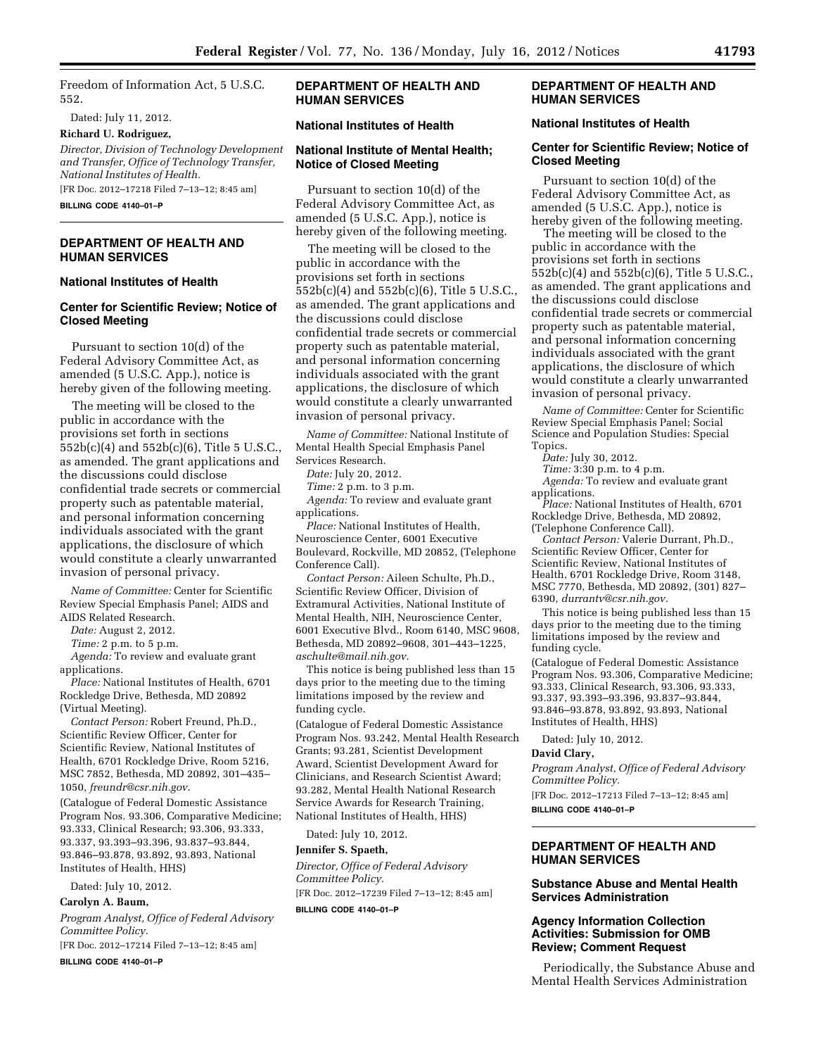Freedom of Information Act, 5 U.S.C. 552.

Dated: July 11, 2012.

**Richard U. Rodriguez,**

*Director, Division of Technology Development and Transfer, Office of Technology Transfer, National Institutes of Health.*

[FR Doc. 2012–17218 Filed 7–13–12; 8:45 am]

**BILLING CODE 4140–01–P**

## DEPARTMENT OF HEALTH AND HUMAN SERVICES

### National Institutes of Health

### Center for Scientific Review; Notice of Closed Meeting

Pursuant to section 10(d) of the Federal Advisory Committee Act, as amended (5 U.S.C. App.), notice is hereby given of the following meeting.

The meeting will be closed to the public in accordance with the provisions set forth in sections 552b(c)(4) and 552b(c)(6), Title 5 U.S.C., as amended. The grant applications and the discussions could disclose confidential trade secrets or commercial property such as patentable material, and personal information concerning individuals associated with the grant applications, the disclosure of which would constitute a clearly unwarranted invasion of personal privacy.

*Name of Committee:* Center for Scientific Review Special Emphasis Panel; AIDS and AIDS Related Research.

*Date:* August 2, 2012.

*Time:* 2 p.m. to 5 p.m.

*Agenda:* To review and evaluate grant applications.

*Place:* National Institutes of Health, 6701 Rockledge Drive, Bethesda, MD 20892 (Virtual Meeting).

*Contact Person:* Robert Freund, Ph.D., Scientific Review Officer, Center for Scientific Review, National Institutes of Health, 6701 Rockledge Drive, Room 5216, MSC 7852, Bethesda, MD 20892, 301–435–1050, *freundr@csr.nih.gov.*

(Catalogue of Federal Domestic Assistance Program Nos. 93.306, Comparative Medicine; 93.333, Clinical Research; 93.306, 93.333, 93.337, 93.393–93.396, 93.837–93.844, 93.846–93.878, 93.892, 93.893, National Institutes of Health, HHS)

Dated: July 10, 2012.

**Carolyn A. Baum,**

*Program Analyst, Office of Federal Advisory Committee Policy.*

[FR Doc. 2012–17214 Filed 7–13–12; 8:45 am]

**BILLING CODE 4140–01–P**

## DEPARTMENT OF HEALTH AND HUMAN SERVICES

### National Institutes of Health

### National Institute of Mental Health; Notice of Closed Meeting

Pursuant to section 10(d) of the Federal Advisory Committee Act, as amended (5 U.S.C. App.), notice is hereby given of the following meeting.

The meeting will be closed to the public in accordance with the provisions set forth in sections 552b(c)(4) and 552b(c)(6), Title 5 U.S.C., as amended. The grant applications and the discussions could disclose confidential trade secrets or commercial property such as patentable material, and personal information concerning individuals associated with the grant applications, the disclosure of which would constitute a clearly unwarranted invasion of personal privacy.

*Name of Committee:* National Institute of Mental Health Special Emphasis Panel Services Research.

*Date:* July 20, 2012.

*Time:* 2 p.m. to 3 p.m.

*Agenda:* To review and evaluate grant applications.

*Place:* National Institutes of Health, Neuroscience Center, 6001 Executive Boulevard, Rockville, MD 20852, (Telephone Conference Call).

*Contact Person:* Aileen Schulte, Ph.D., Scientific Review Officer, Division of Extramural Activities, National Institute of Mental Health, NIH, Neuroscience Center, 6001 Executive Blvd., Room 6140, MSC 9608, Bethesda, MD 20892–9608, 301–443–1225, *aschulte@mail.nih.gov.*

This notice is being published less than 15 days prior to the meeting due to the timing limitations imposed by the review and funding cycle.

(Catalogue of Federal Domestic Assistance Program Nos. 93.242, Mental Health Research Grants; 93.281, Scientist Development Award, Scientist Development Award for Clinicians, and Research Scientist Award; 93.282, Mental Health National Research Service Awards for Research Training, National Institutes of Health, HHS)

Dated: July 10, 2012.

**Jennifer S. Spaeth,**

*Director, Office of Federal Advisory Committee Policy.*

[FR Doc. 2012–17239 Filed 7–13–12; 8:45 am]

**BILLING CODE 4140–01–P**

## DEPARTMENT OF HEALTH AND HUMAN SERVICES

### National Institutes of Health

### Center for Scientific Review; Notice of Closed Meeting

Pursuant to section 10(d) of the Federal Advisory Committee Act, as amended (5 U.S.C. App.), notice is hereby given of the following meeting.

The meeting will be closed to the public in accordance with the provisions set forth in sections 552b(c)(4) and 552b(c)(6), Title 5 U.S.C., as amended. The grant applications and the discussions could disclose confidential trade secrets or commercial property such as patentable material, and personal information concerning individuals associated with the grant applications, the disclosure of which would constitute a clearly unwarranted invasion of personal privacy.

*Name of Committee:* Center for Scientific Review Special Emphasis Panel; Social Science and Population Studies: Special Topics.

*Date:* July 30, 2012.

*Time:* 3:30 p.m. to 4 p.m.

*Agenda:* To review and evaluate grant applications.

*Place:* National Institutes of Health, 6701 Rockledge Drive, Bethesda, MD 20892, (Telephone Conference Call).

*Contact Person:* Valerie Durrant, Ph.D., Scientific Review Officer, Center for Scientific Review, National Institutes of Health, 6701 Rockledge Drive, Room 3148, MSC 7770, Bethesda, MD 20892, (301) 827–6390, *durrantv@csr.nih.gov.*

This notice is being published less than 15 days prior to the meeting due to the timing limitations imposed by the review and funding cycle.

(Catalogue of Federal Domestic Assistance Program Nos. 93.306, Comparative Medicine; 93.333, Clinical Research, 93.306, 93.333, 93.337, 93.393–93.396, 93.837–93.844, 93.846–93.878, 93.892, 93.893, National Institutes of Health, HHS)

Dated: July 10, 2012.

**David Clary,**

*Program Analyst, Office of Federal Advisory Committee Policy.*

[FR Doc. 2012–17213 Filed 7–13–12; 8:45 am]

**BILLING CODE 4140–01–P**

## DEPARTMENT OF HEALTH AND HUMAN SERVICES

### Substance Abuse and Mental Health Services Administration

### Agency Information Collection Activities: Submission for OMB Review; Comment Request

Periodically, the Substance Abuse and Mental Health Services Administration